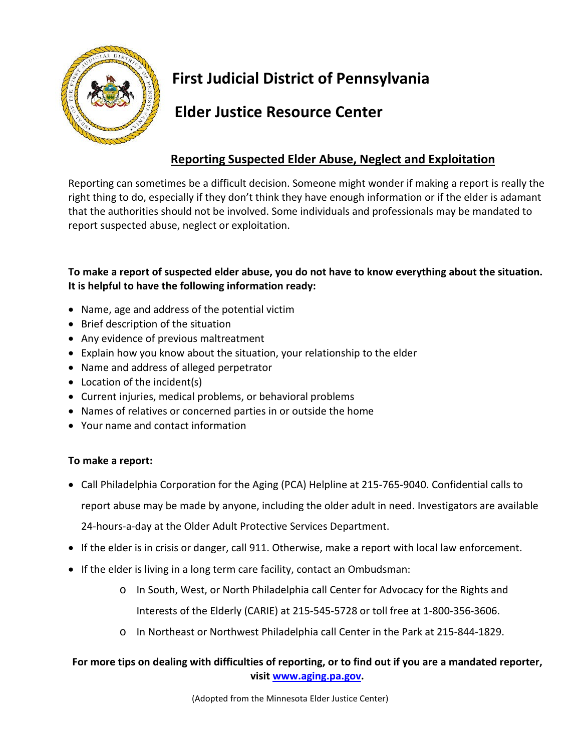# First Judicial District of Pennsylvania

# Elder Justice Resource Center

## Reporting Suspected Elder Abuse, Neglect and Exploitation

Reporting can sometimes be a difficult decision. Someone might wonder if making a report is really the right thing to do, especially if they don't think they have enough information or if the elder is adamant that the authorities should not be involved. Some individuals and professionals may be mandated to report suspected abuse, neglect or exploitation.

**To make a report of suspected elder abuse, you do not have to know everything about the situation. It is helpful to have the following information ready:**

- Name, age and address of the potential victim
- Brief description of the situation
- Any evidence of previous maltreatment
- Explain how you know about the situation, your relationship to the elder
- Name and address of alleged perpetrator
- Location of the incident(s)
- Current injuries, medical problems, or behavioral problems
- Names of relatives or concerned parties in or outside the home
- Your name and contact information

**To make a report:**

- Call Philadelphia Corporation for the Aging (PCA) Helpline at 215-765-9040. Confidential calls to report abuse may be made by anyone, including the older adult in need. Investigators are available 24-hours-a-day at the Older Adult Protective Services Department.
- If the elder is in crisis or danger, call 911. Otherwise, make a report with local law enforcement.
- If the elder is living in a long term care facility, contact an Ombudsman:
  - In South, West, or North Philadelphia call Center for Advocacy for the Rights and Interests of the Elderly (CARIE) at 215-545-5728 or toll free at 1-800-356-3606.
  - In Northeast or Northwest Philadelphia call Center in the Park at 215-844-1829.

**For more tips on dealing with difficulties of reporting, or to find out if you are a mandated reporter, visit [www.aging.pa.gov](http://www.aging.pa.gov).**

(Adopted from the Minnesota Elder Justice Center)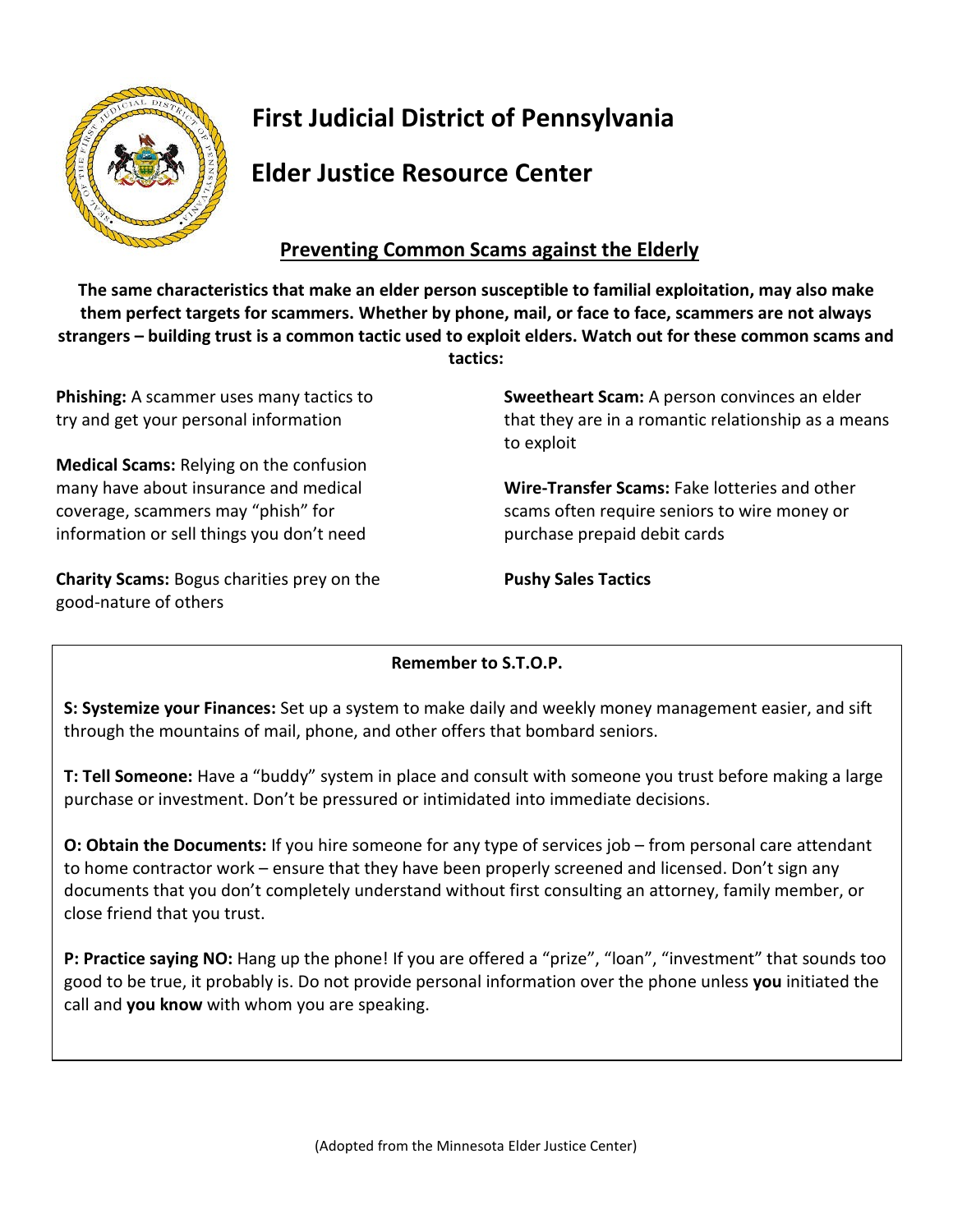# First Judicial District of Pennsylvania

# Elder Justice Resource Center

## Preventing Common Scams against the Elderly

**The same characteristics that make an elder person susceptible to familial exploitation, may also make them perfect targets for scammers. Whether by phone, mail, or face to face, scammers are not always strangers – building trust is a common tactic used to exploit elders. Watch out for these common scams and tactics:**

**Phishing:** A scammer uses many tactics to try and get your personal information

**Medical Scams:** Relying on the confusion many have about insurance and medical coverage, scammers may "phish" for information or sell things you don't need

**Charity Scams:** Bogus charities prey on the good-nature of others

**Sweetheart Scam:** A person convinces an elder that they are in a romantic relationship as a means to exploit

**Wire-Transfer Scams:** Fake lotteries and other scams often require seniors to wire money or purchase prepaid debit cards

**Pushy Sales Tactics**

**Remember to S.T.O.P.**

**S: Systemize your Finances:** Set up a system to make daily and weekly money management easier, and sift through the mountains of mail, phone, and other offers that bombard seniors.

**T: Tell Someone:** Have a "buddy" system in place and consult with someone you trust before making a large purchase or investment. Don't be pressured or intimidated into immediate decisions.

**O: Obtain the Documents:** If you hire someone for any type of services job – from personal care attendant to home contractor work – ensure that they have been properly screened and licensed. Don't sign any documents that you don't completely understand without first consulting an attorney, family member, or close friend that you trust.

**P: Practice saying NO:** Hang up the phone! If you are offered a "prize", "loan", "investment" that sounds too good to be true, it probably is. Do not provide personal information over the phone unless **you** initiated the call and **you know** with whom you are speaking.

(Adopted from the Minnesota Elder Justice Center)